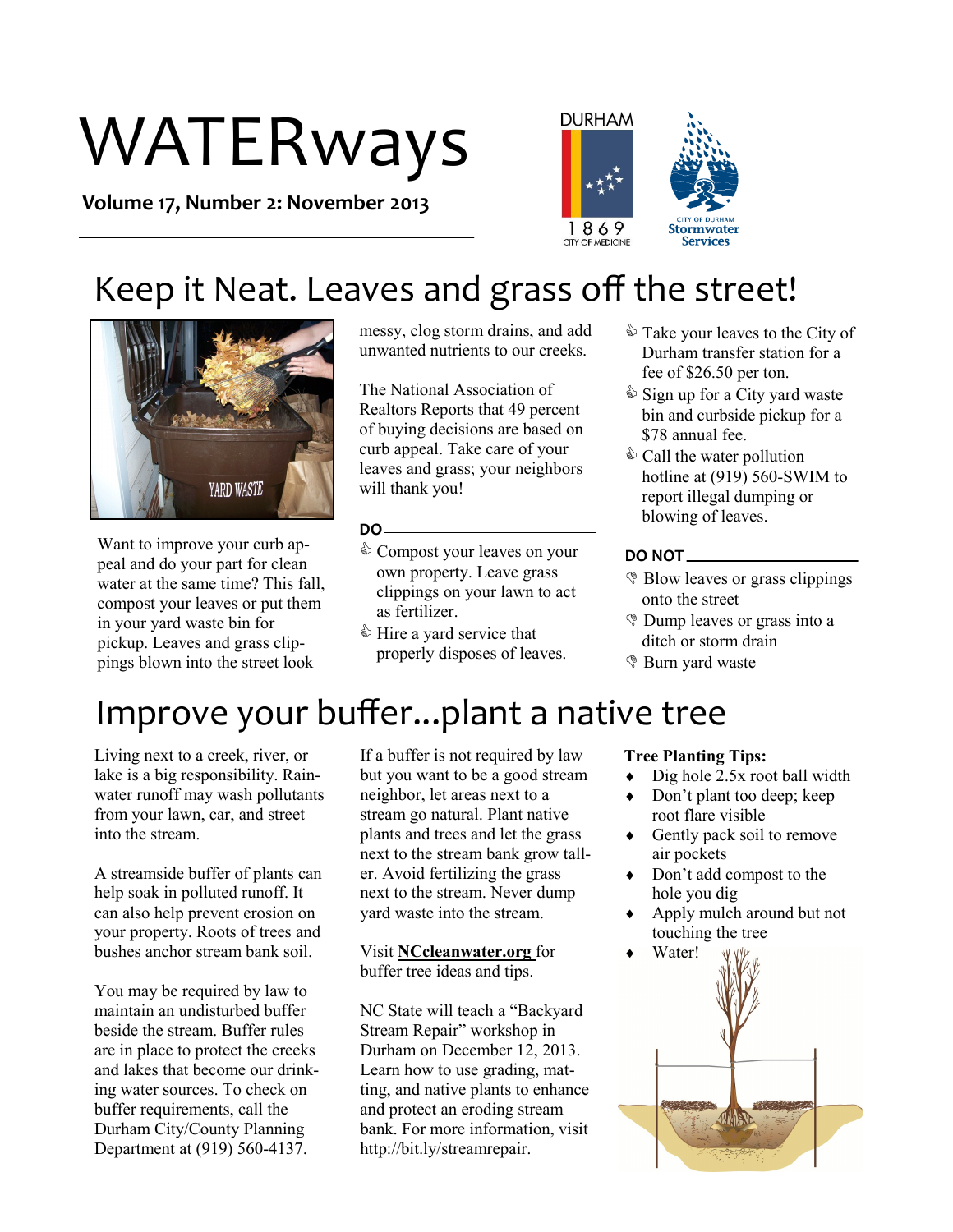# WATERways

**Volume 17, Number 2: November 2013**

DURHAM

1869
CITY OF MEDICINE

CITY OF DURHAM
Stormwater Services

## Keep it Neat. Leaves and grass off the street!

YARD WASTE

Want to improve your curb appeal and do your part for clean water at the same time? This fall, compost your leaves or put them in your yard waste bin for pickup. Leaves and grass clippings blown into the street look messy, clog storm drains, and add unwanted nutrients to our creeks.

The National Association of Realtors Reports that 49 percent of buying decisions are based on curb appeal. Take care of your leaves and grass; your neighbors will thank you!

**DO**

- Compost your leaves on your own property. Leave grass clippings on your lawn to act as fertilizer.
- Hire a yard service that properly disposes of leaves.
- Take your leaves to the City of Durham transfer station for a fee of $26.50 per ton.
- Sign up for a City yard waste bin and curbside pickup for a $78 annual fee.
- Call the water pollution hotline at (919) 560-SWIM to report illegal dumping or blowing of leaves.

**DO NOT**

- Blow leaves or grass clippings onto the street
- Dump leaves or grass into a ditch or storm drain
- Burn yard waste

## Improve your buffer...plant a native tree

Living next to a creek, river, or lake is a big responsibility. Rainwater runoff may wash pollutants from your lawn, car, and street into the stream.

A streamside buffer of plants can help soak in polluted runoff. It can also help prevent erosion on your property. Roots of trees and bushes anchor stream bank soil.

You may be required by law to maintain an undisturbed buffer beside the stream. Buffer rules are in place to protect the creeks and lakes that become our drinking water sources. To check on buffer requirements, call the Durham City/County Planning Department at (919) 560-4137.

If a buffer is not required by law but you want to be a good stream neighbor, let areas next to a stream go natural. Plant native plants and trees and let the grass next to the stream bank grow taller. Avoid fertilizing the grass next to the stream. Never dump yard waste into the stream.

Visit **NCcleanwater.org** for buffer tree ideas and tips.

NC State will teach a "Backyard Stream Repair" workshop in Durham on December 12, 2013. Learn how to use grading, matting, and native plants to enhance and protect an eroding stream bank. For more information, visit http://bit.ly/streamrepair.

**Tree Planting Tips:**

- Dig hole 2.5x root ball width
- Don't plant too deep; keep root flare visible
- Gently pack soil to remove air pockets
- Don't add compost to the hole you dig
- Apply mulch around but not touching the tree
- Water!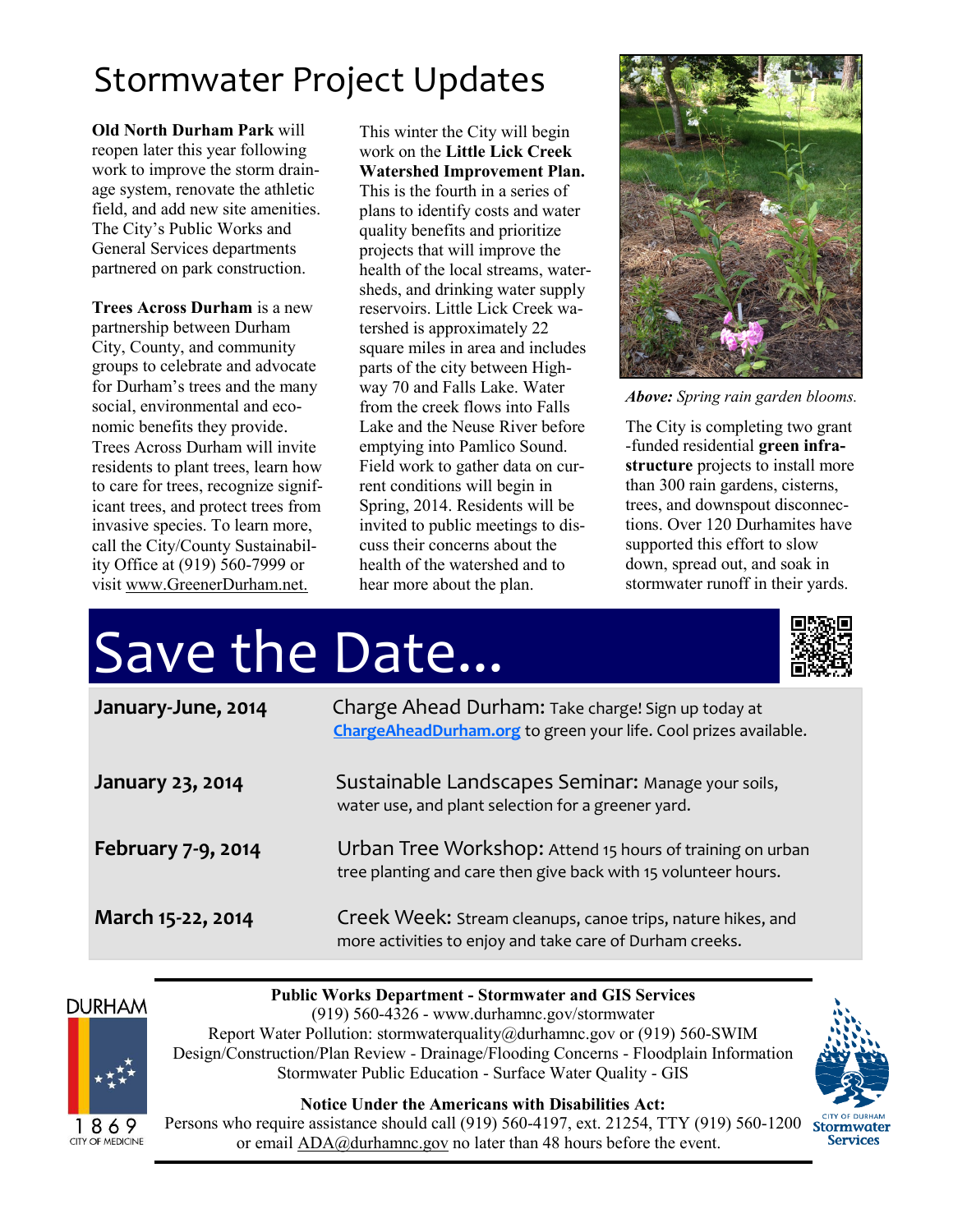# Stormwater Project Updates

**Old North Durham Park** will reopen later this year following work to improve the storm drainage system, renovate the athletic field, and add new site amenities. The City's Public Works and General Services departments partnered on park construction.

**Trees Across Durham** is a new partnership between Durham City, County, and community groups to celebrate and advocate for Durham's trees and the many social, environmental and economic benefits they provide. Trees Across Durham will invite residents to plant trees, learn how to care for trees, recognize significant trees, and protect trees from invasive species. To learn more, call the City/County Sustainability Office at (919) 560-7999 or visit www.GreenerDurham.net.

This winter the City will begin work on the **Little Lick Creek Watershed Improvement Plan.** This is the fourth in a series of plans to identify costs and water quality benefits and prioritize projects that will improve the health of the local streams, watersheds, and drinking water supply reservoirs. Little Lick Creek watershed is approximately 22 square miles in area and includes parts of the city between Highway 70 and Falls Lake. Water from the creek flows into Falls Lake and the Neuse River before emptying into Pamlico Sound. Field work to gather data on current conditions will begin in Spring, 2014. Residents will be invited to public meetings to discuss their concerns about the health of the watershed and to hear more about the plan.

***Above:*** *Spring rain garden blooms.*

The City is completing two grant-funded residential **green infrastructure** projects to install more than 300 rain gardens, cisterns, trees, and downspout disconnections. Over 120 Durhamites have supported this effort to slow down, spread out, and soak in stormwater runoff in their yards.

# Save the Date...

| | |
|---|---|
| **January-June, 2014** | Charge Ahead Durham: Take charge! Sign up today at **ChargeAheadDurham.org** to green your life. Cool prizes available. |
| **January 23, 2014** | Sustainable Landscapes Seminar: Manage your soils, water use, and plant selection for a greener yard. |
| **February 7-9, 2014** | Urban Tree Workshop: Attend 15 hours of training on urban tree planting and care then give back with 15 volunteer hours. |
| **March 15-22, 2014** | Creek Week: Stream cleanups, canoe trips, nature hikes, and more activities to enjoy and take care of Durham creeks. |

DURHAM
1869
CITY OF MEDICINE

**Public Works Department - Stormwater and GIS Services**
(919) 560-4326 - www.durhamnc.gov/stormwater
Report Water Pollution: stormwaterquality@durhamnc.gov or (919) 560-SWIM
Design/Construction/Plan Review - Drainage/Flooding Concerns - Floodplain Information
Stormwater Public Education - Surface Water Quality - GIS

**Notice Under the Americans with Disabilities Act:**
Persons who require assistance should call (919) 560-4197, ext. 21254, TTY (919) 560-1200 or email ADA@durhamnc.gov no later than 48 hours before the event.

CITY OF DURHAM
Stormwater Services